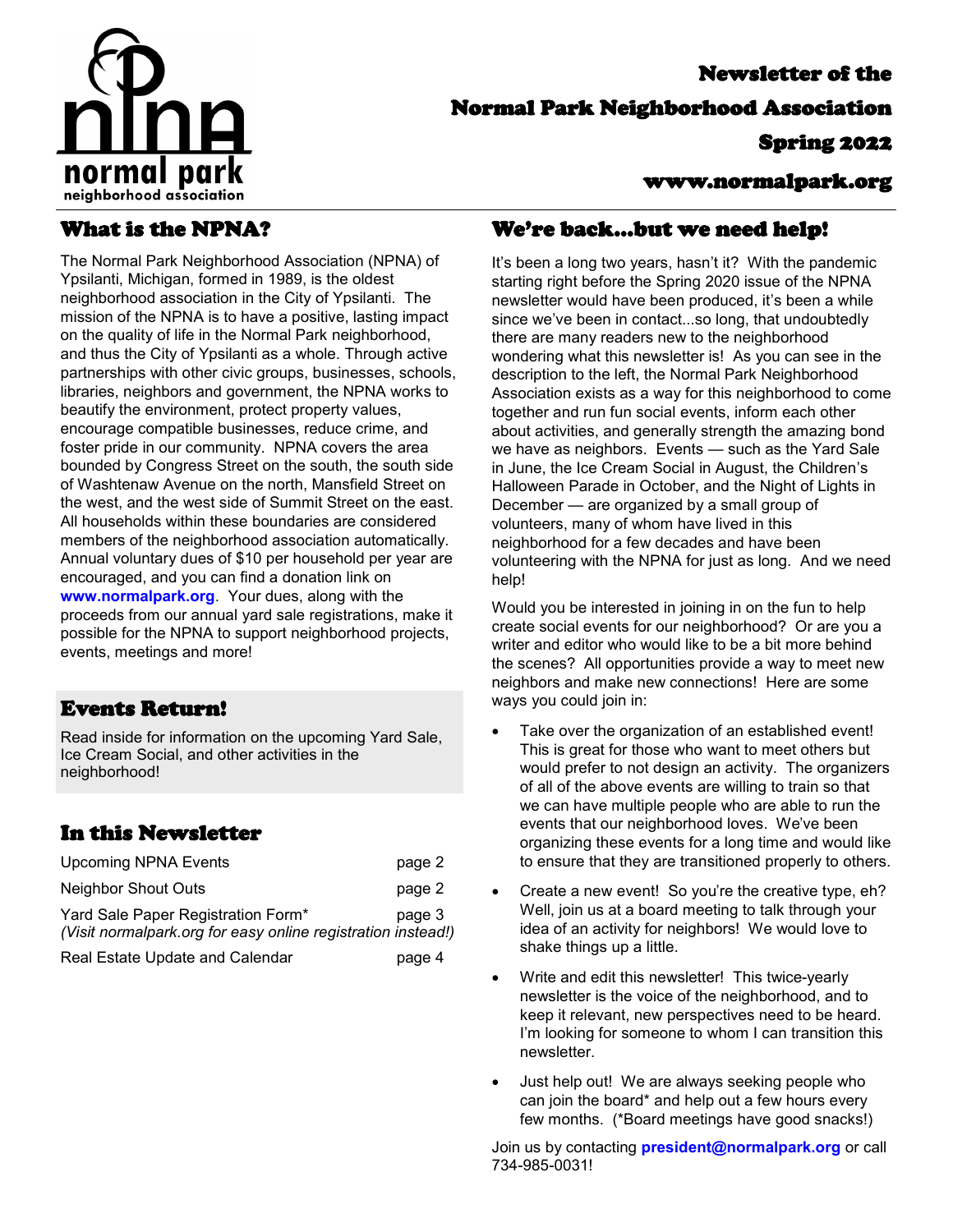normal park
neighborhood association

# Newsletter of the Normal Park Neighborhood Association

## Spring 2022

## www.normalpark.org

## What is the NPNA?

The Normal Park Neighborhood Association (NPNA) of Ypsilanti, Michigan, formed in 1989, is the oldest neighborhood association in the City of Ypsilanti. The mission of the NPNA is to have a positive, lasting impact on the quality of life in the Normal Park neighborhood, and thus the City of Ypsilanti as a whole. Through active partnerships with other civic groups, businesses, schools, libraries, neighbors and government, the NPNA works to beautify the environment, protect property values, encourage compatible businesses, reduce crime, and foster pride in our community. NPNA covers the area bounded by Congress Street on the south, the south side of Washtenaw Avenue on the north, Mansfield Street on the west, and the west side of Summit Street on the east. All households within these boundaries are considered members of the neighborhood association automatically. Annual voluntary dues of $10 per household per year are encouraged, and you can find a donation link on **www.normalpark.org**. Your dues, along with the proceeds from our annual yard sale registrations, make it possible for the NPNA to support neighborhood projects, events, meetings and more!

## Events Return!

Read inside for information on the upcoming Yard Sale, Ice Cream Social, and other activities in the neighborhood!

## In this Newsletter

| | |
|---|---|
| Upcoming NPNA Events | page 2 |
| Neighbor Shout Outs | page 2 |
| Yard Sale Paper Registration Form* *(Visit normalpark.org for easy online registration instead!)* | page 3 |
| Real Estate Update and Calendar | page 4 |

## We're back...but we need help!

It's been a long two years, hasn't it? With the pandemic starting right before the Spring 2020 issue of the NPNA newsletter would have been produced, it's been a while since we've been in contact...so long, that undoubtedly there are many readers new to the neighborhood wondering what this newsletter is! As you can see in the description to the left, the Normal Park Neighborhood Association exists as a way for this neighborhood to come together and run fun social events, inform each other about activities, and generally strength the amazing bond we have as neighbors. Events — such as the Yard Sale in June, the Ice Cream Social in August, the Children's Halloween Parade in October, and the Night of Lights in December — are organized by a small group of volunteers, many of whom have lived in this neighborhood for a few decades and have been volunteering with the NPNA for just as long. And we need help!

Would you be interested in joining in on the fun to help create social events for our neighborhood? Or are you a writer and editor who would like to be a bit more behind the scenes? All opportunities provide a way to meet new neighbors and make new connections! Here are some ways you could join in:

- Take over the organization of an established event! This is great for those who want to meet others but would prefer to not design an activity. The organizers of all of the above events are willing to train so that we can have multiple people who are able to run the events that our neighborhood loves. We've been organizing these events for a long time and would like to ensure that they are transitioned properly to others.
- Create a new event! So you're the creative type, eh? Well, join us at a board meeting to talk through your idea of an activity for neighbors! We would love to shake things up a little.
- Write and edit this newsletter! This twice-yearly newsletter is the voice of the neighborhood, and to keep it relevant, new perspectives need to be heard. I'm looking for someone to whom I can transition this newsletter.
- Just help out! We are always seeking people who can join the board* and help out a few hours every few months. (*Board meetings have good snacks!)

Join us by contacting **president@normalpark.org** or call 734-985-0031!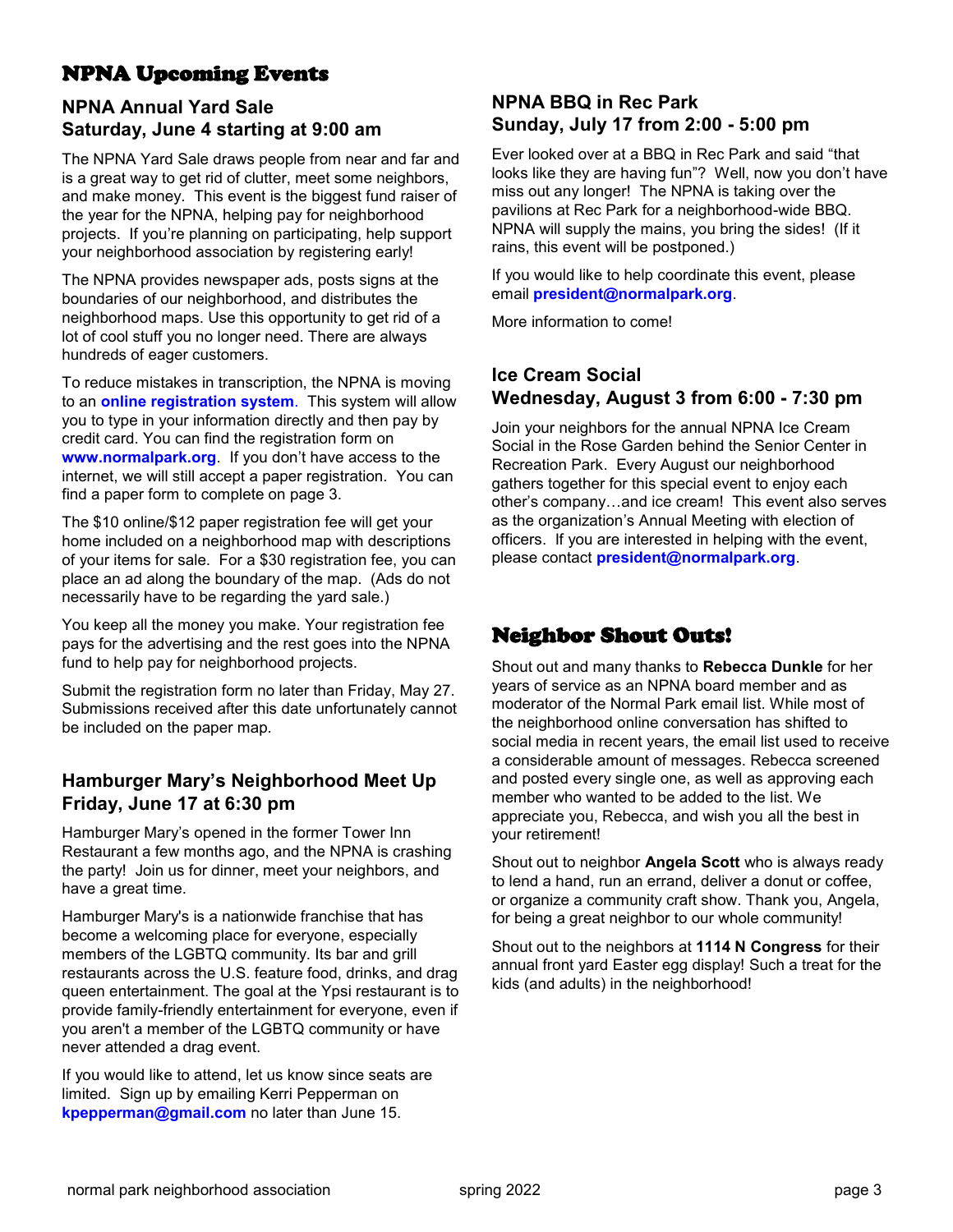# NPNA Upcoming Events

## NPNA Annual Yard Sale
## Saturday, June 4 starting at 9:00 am

The NPNA Yard Sale draws people from near and far and is a great way to get rid of clutter, meet some neighbors, and make money. This event is the biggest fund raiser of the year for the NPNA, helping pay for neighborhood projects. If you're planning on participating, help support your neighborhood association by registering early!

The NPNA provides newspaper ads, posts signs at the boundaries of our neighborhood, and distributes the neighborhood maps. Use this opportunity to get rid of a lot of cool stuff you no longer need. There are always hundreds of eager customers.

To reduce mistakes in transcription, the NPNA is moving to an **online registration system**. This system will allow you to type in your information directly and then pay by credit card. You can find the registration form on **www.normalpark.org**. If you don't have access to the internet, we will still accept a paper registration. You can find a paper form to complete on page 3.

The $10 online/$12 paper registration fee will get your home included on a neighborhood map with descriptions of your items for sale. For a $30 registration fee, you can place an ad along the boundary of the map. (Ads do not necessarily have to be regarding the yard sale.)

You keep all the money you make. Your registration fee pays for the advertising and the rest goes into the NPNA fund to help pay for neighborhood projects.

Submit the registration form no later than Friday, May 27. Submissions received after this date unfortunately cannot be included on the paper map.

## Hamburger Mary's Neighborhood Meet Up
## Friday, June 17 at 6:30 pm

Hamburger Mary's opened in the former Tower Inn Restaurant a few months ago, and the NPNA is crashing the party! Join us for dinner, meet your neighbors, and have a great time.

Hamburger Mary's is a nationwide franchise that has become a welcoming place for everyone, especially members of the LGBTQ community. Its bar and grill restaurants across the U.S. feature food, drinks, and drag queen entertainment. The goal at the Ypsi restaurant is to provide family-friendly entertainment for everyone, even if you aren't a member of the LGBTQ community or have never attended a drag event.

If you would like to attend, let us know since seats are limited. Sign up by emailing Kerri Pepperman on **kpepperman@gmail.com** no later than June 15.

## NPNA BBQ in Rec Park
## Sunday, July 17 from 2:00 - 5:00 pm

Ever looked over at a BBQ in Rec Park and said "that looks like they are having fun"? Well, now you don't have miss out any longer! The NPNA is taking over the pavilions at Rec Park for a neighborhood-wide BBQ. NPNA will supply the mains, you bring the sides! (If it rains, this event will be postponed.)

If you would like to help coordinate this event, please email **president@normalpark.org**.

More information to come!

## Ice Cream Social
## Wednesday, August 3 from 6:00 - 7:30 pm

Join your neighbors for the annual NPNA Ice Cream Social in the Rose Garden behind the Senior Center in Recreation Park. Every August our neighborhood gathers together for this special event to enjoy each other's company…and ice cream! This event also serves as the organization's Annual Meeting with election of officers. If you are interested in helping with the event, please contact **president@normalpark.org**.

# Neighbor Shout Outs!

Shout out and many thanks to **Rebecca Dunkle** for her years of service as an NPNA board member and as moderator of the Normal Park email list. While most of the neighborhood online conversation has shifted to social media in recent years, the email list used to receive a considerable amount of messages. Rebecca screened and posted every single one, as well as approving each member who wanted to be added to the list. We appreciate you, Rebecca, and wish you all the best in your retirement!

Shout out to neighbor **Angela Scott** who is always ready to lend a hand, run an errand, deliver a donut or coffee, or organize a community craft show. Thank you, Angela, for being a great neighbor to our whole community!

Shout out to the neighbors at **1114 N Congress** for their annual front yard Easter egg display! Such a treat for the kids (and adults) in the neighborhood!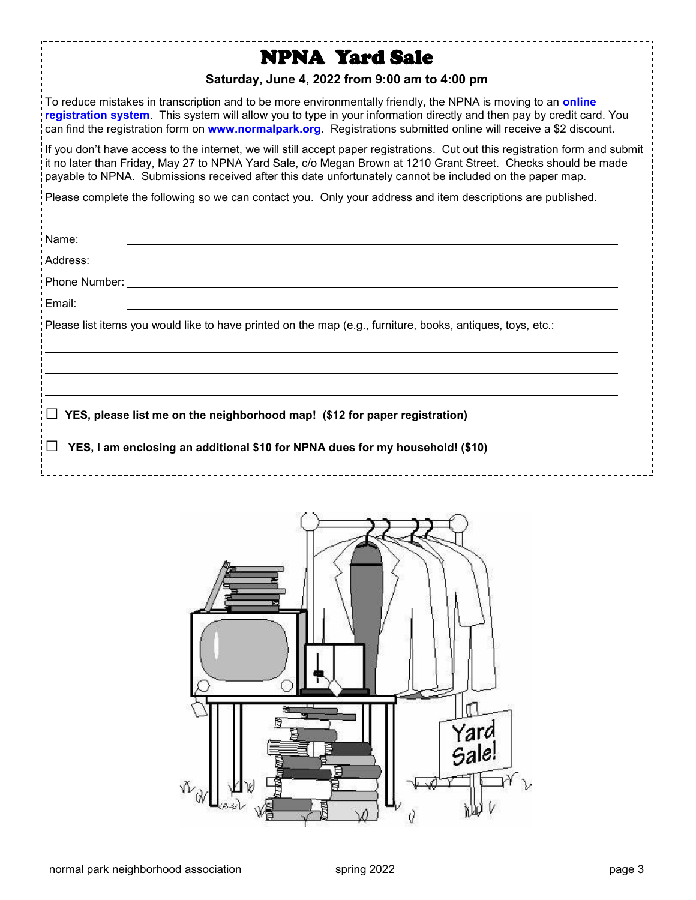# NPNA Yard Sale

**Saturday, June 4, 2022 from 9:00 am to 4:00 pm**

To reduce mistakes in transcription and to be more environmentally friendly, the NPNA is moving to an **online registration system**. This system will allow you to type in your information directly and then pay by credit card. You can find the registration form on **www.normalpark.org**. Registrations submitted online will receive a $2 discount.

If you don't have access to the internet, we will still accept paper registrations. Cut out this registration form and submit it no later than Friday, May 27 to NPNA Yard Sale, c/o Megan Brown at 1210 Grant Street. Checks should be made payable to NPNA. Submissions received after this date unfortunately cannot be included on the paper map.

Please complete the following so we can contact you. Only your address and item descriptions are published.

Name: ______________________________

Address: ______________________________

Phone Number: ______________________________

Email: ______________________________

Please list items you would like to have printed on the map (e.g., furniture, books, antiques, toys, etc.:

______________________________

______________________________

______________________________

☐ **YES, please list me on the neighborhood map! ($12 for paper registration)**

☐ **YES, I am enclosing an additional $10 for NPNA dues for my household! ($10)**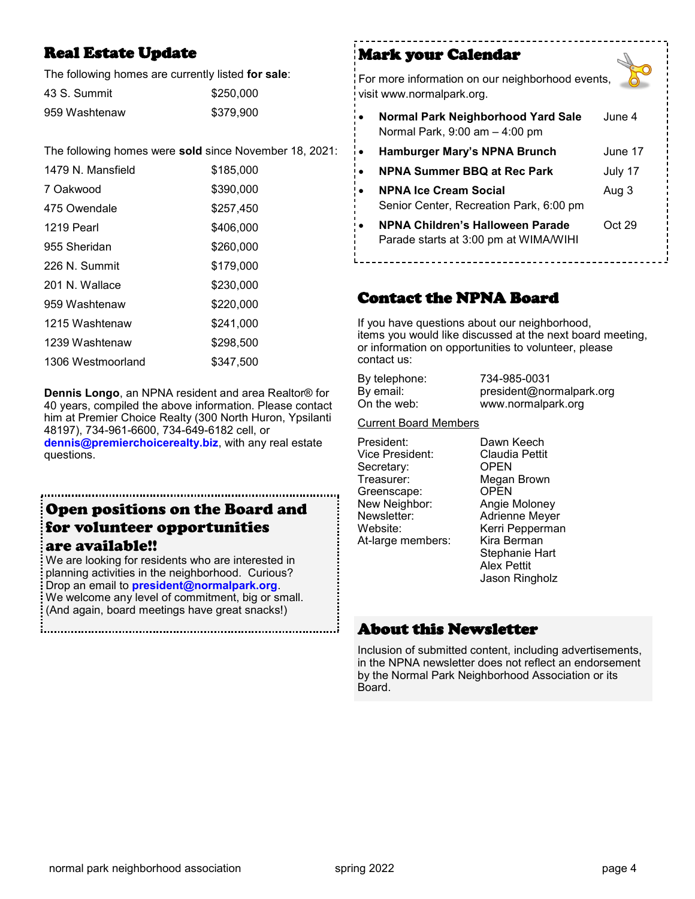## Real Estate Update

The following homes are currently listed **for sale**:

| | |
|---|---|
| 43 S. Summit | $250,000 |
| 959 Washtenaw | $379,900 |

The following homes were **sold** since November 18, 2021:

| | |
|---|---|
| 1479 N. Mansfield | $185,000 |
| 7 Oakwood | $390,000 |
| 475 Owendale | $257,450 |
| 1219 Pearl | $406,000 |
| 955 Sheridan | $260,000 |
| 226 N. Summit | $179,000 |
| 201 N. Wallace | $230,000 |
| 959 Washtenaw | $220,000 |
| 1215 Washtenaw | $241,000 |
| 1239 Washtenaw | $298,500 |
| 1306 Westmoorland | $347,500 |

**Dennis Longo**, an NPNA resident and area Realtor® for 40 years, compiled the above information. Please contact him at Premier Choice Realty (300 North Huron, Ypsilanti 48197), 734-961-6600, 734-649-6182 cell, or **dennis@premierchoicerealty.biz**, with any real estate questions.

## Open positions on the Board and for volunteer opportunities are available!!

We are looking for residents who are interested in planning activities in the neighborhood. Curious? Drop an email to **president@normalpark.org**. We welcome any level of commitment, big or small. (And again, board meetings have great snacks!)

## Mark your Calendar

For more information on our neighborhood events, visit www.normalpark.org.

- **Normal Park Neighborhood Yard Sale** — June 4
  Normal Park, 9:00 am – 4:00 pm
- **Hamburger Mary's NPNA Brunch** — June 17
- **NPNA Summer BBQ at Rec Park** — July 17
- **NPNA Ice Cream Social** — Aug 3
  Senior Center, Recreation Park, 6:00 pm
- **NPNA Children's Halloween Parade** — Oct 29
  Parade starts at 3:00 pm at WIMA/WIHI

## Contact the NPNA Board

If you have questions about our neighborhood, items you would like discussed at the next board meeting, or information on opportunities to volunteer, please contact us:

| | |
|---|---|
| By telephone: | 734-985-0031 |
| By email: | president@normalpark.org |
| On the web: | www.normalpark.org |

Current Board Members

| | |
|---|---|
| President: | Dawn Keech |
| Vice President: | Claudia Pettit |
| Secretary: | OPEN |
| Treasurer: | Megan Brown |
| Greenscape: | OPEN |
| New Neighbor: | Angie Moloney |
| Newsletter: | Adrienne Meyer |
| Website: | Kerri Pepperman |
| At-large members: | Kira Berman |
| | Stephanie Hart |
| | Alex Pettit |
| | Jason Ringholz |

## About this Newsletter

Inclusion of submitted content, including advertisements, in the NPNA newsletter does not reflect an endorsement by the Normal Park Neighborhood Association or its Board.